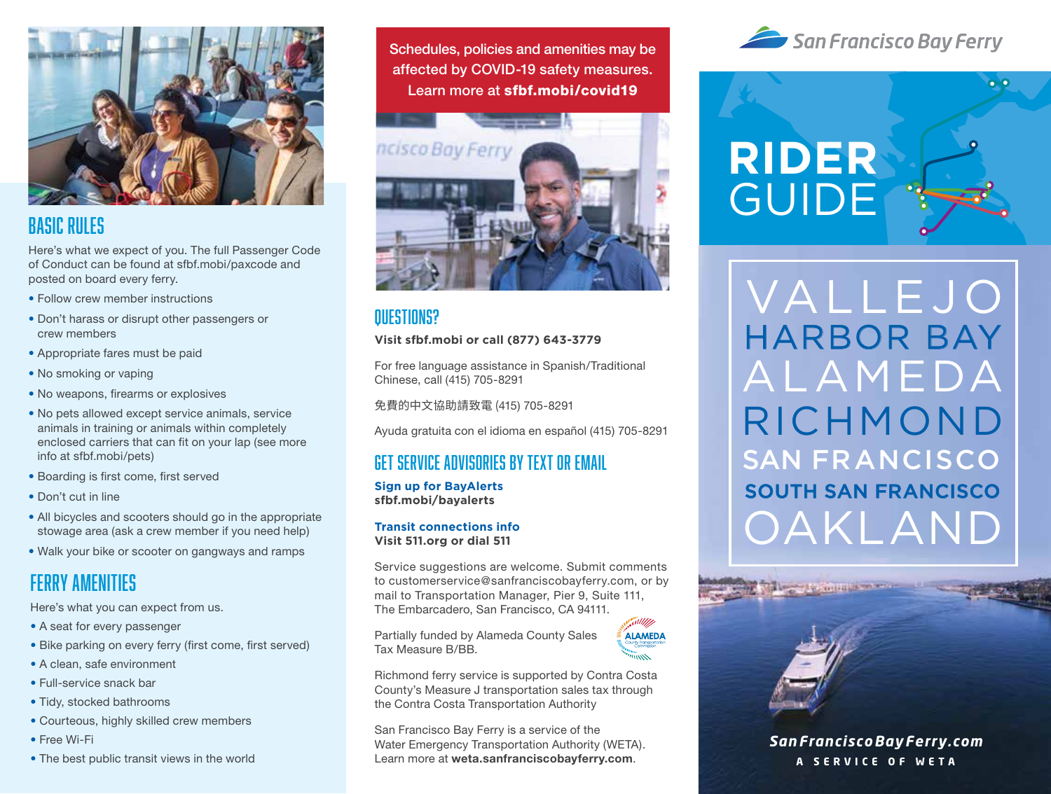## BASIC RULES

Here's what we expect of you. The full Passenger Code of Conduct can be found at sfbf.mobi/paxcode and posted on board every ferry.

- Follow crew member instructions
- Don't harass or disrupt other passengers or crew members
- Appropriate fares must be paid
- No smoking or vaping
- No weapons, firearms or explosives
- No pets allowed except service animals, service animals in training or animals within completely enclosed carriers that can fit on your lap (see more info at sfbf.mobi/pets)
- Boarding is first come, first served
- Don't cut in line
- All bicycles and scooters should go in the appropriate stowage area (ask a crew member if you need help)
- Walk your bike or scooter on gangways and ramps

## FERRY AMENITIES

Here's what you can expect from us.

- A seat for every passenger
- Bike parking on every ferry (first come, first served)
- A clean, safe environment
- Full-service snack bar
- Tidy, stocked bathrooms
- Courteous, highly skilled crew members
- Free Wi-Fi
- The best public transit views in the world

Schedules, policies and amenities may be affected by COVID-19 safety measures. Learn more at **sfbf.mobi/covid19**

## QUESTIONS?

**Visit sfbf.mobi or call (877) 643-3779**

For free language assistance in Spanish/Traditional Chinese, call (415) 705-8291

免費的中文協助請致電 (415) 705-8291

Ayuda gratuita con el idioma en español (415) 705-8291

## GET SERVICE ADVISORIES BY TEXT OR EMAIL

**Sign up for BayAlerts**
**sfbf.mobi/bayalerts**

**Transit connections info**
**Visit 511.org or dial 511**

Service suggestions are welcome. Submit comments to customerservice@sanfranciscobayferry.com, or by mail to Transportation Manager, Pier 9, Suite 111, The Embarcadero, San Francisco, CA 94111.

Partially funded by Alameda County Sales Tax Measure B/BB.

ALAMEDA County Transportation Commission

Richmond ferry service is supported by Contra Costa County's Measure J transportation sales tax through the Contra Costa Transportation Authority

San Francisco Bay Ferry is a service of the Water Emergency Transportation Authority (WETA). Learn more at **weta.sanfranciscobayferry.com**.

San Francisco Bay Ferry

# RIDER GUIDE

VALLEJO
HARBOR BAY
ALAMEDA
RICHMOND
SAN FRANCISCO
SOUTH SAN FRANCISCO
OAKLAND

*SanFranciscoBayFerry.com*

A SERVICE OF WETA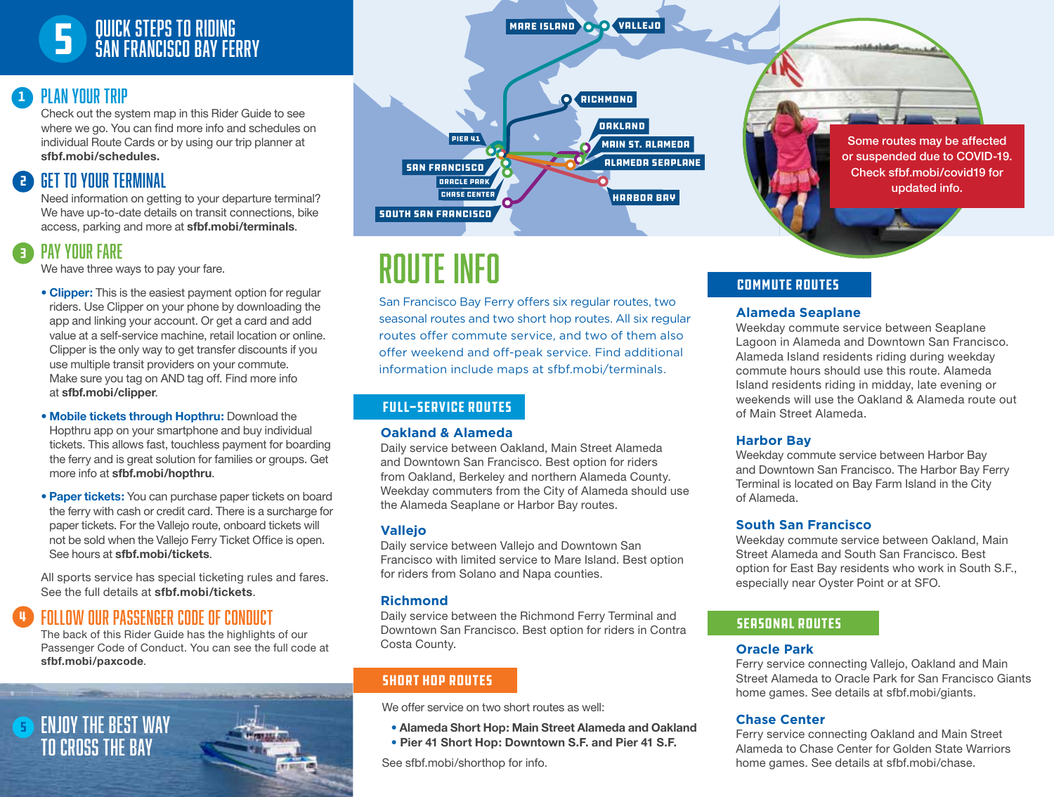# 5 QUICK STEPS TO RIDING SAN FRANCISCO BAY FERRY

## 1 PLAN YOUR TRIP

Check out the system map in this Rider Guide to see where we go. You can find more info and schedules on individual Route Cards or by using our trip planner at **sfbf.mobi/schedules.**

## 2 GET TO YOUR TERMINAL

Need information on getting to your departure terminal? We have up-to-date details on transit connections, bike access, parking and more at **sfbf.mobi/terminals**.

## 3 PAY YOUR FARE

We have three ways to pay your fare.

- **Clipper:** This is the easiest payment option for regular riders. Use Clipper on your phone by downloading the app and linking your account. Or get a card and add value at a self-service machine, retail location or online. Clipper is the only way to get transfer discounts if you use multiple transit providers on your commute. Make sure you tag on AND tag off. Find more info at **sfbf.mobi/clipper**.
- **Mobile tickets through Hopthru:** Download the Hopthru app on your smartphone and buy individual tickets. This allows fast, touchless payment for boarding the ferry and is great solution for families or groups. Get more info at **sfbf.mobi/hopthru**.
- **Paper tickets:** You can purchase paper tickets on board the ferry with cash or credit card. There is a surcharge for paper tickets. For the Vallejo route, onboard tickets will not be sold when the Vallejo Ferry Ticket Office is open. See hours at **sfbf.mobi/tickets**.

All sports service has special ticketing rules and fares. See the full details at **sfbf.mobi/tickets**.

## 4 FOLLOW OUR PASSENGER CODE OF CONDUCT

The back of this Rider Guide has the highlights of our Passenger Code of Conduct. You can see the full code at **sfbf.mobi/paxcode**.

## 5 ENJOY THE BEST WAY TO CROSS THE BAY

MARE ISLAND
VALLEJO
RICHMOND
OAKLAND
MAIN ST. ALAMEDA
ALAMEDA SEAPLANE
HARBOR BAY
PIER 41
SAN FRANCISCO
ORACLE PARK
CHASE CENTER
SOUTH SAN FRANCISCO

Some routes may be affected or suspended due to COVID-19. Check sfbf.mobi/covid19 for updated info.

# ROUTE INFO

San Francisco Bay Ferry offers six regular routes, two seasonal routes and two short hop routes. All six regular routes offer commute service, and two of them also offer weekend and off-peak service. Find additional information include maps at sfbf.mobi/terminals.

## FULL-SERVICE ROUTES

### Oakland & Alameda

Daily service between Oakland, Main Street Alameda and Downtown San Francisco. Best option for riders from Oakland, Berkeley and northern Alameda County. Weekday commuters from the City of Alameda should use the Alameda Seaplane or Harbor Bay routes.

### Vallejo

Daily service between Vallejo and Downtown San Francisco with limited service to Mare Island. Best option for riders from Solano and Napa counties.

### Richmond

Daily service between the Richmond Ferry Terminal and Downtown San Francisco. Best option for riders in Contra Costa County.

## SHORT HOP ROUTES

We offer service on two short routes as well:

- **Alameda Short Hop: Main Street Alameda and Oakland**
- **Pier 41 Short Hop: Downtown S.F. and Pier 41 S.F.**

See sfbf.mobi/shorthop for info.

## COMMUTE ROUTES

### Alameda Seaplane

Weekday commute service between Seaplane Lagoon in Alameda and Downtown San Francisco. Alameda Island residents riding during weekday commute hours should use this route. Alameda Island residents riding in midday, late evening or weekends will use the Oakland & Alameda route out of Main Street Alameda.

### Harbor Bay

Weekday commute service between Harbor Bay and Downtown San Francisco. The Harbor Bay Ferry Terminal is located on Bay Farm Island in the City of Alameda.

### South San Francisco

Weekday commute service between Oakland, Main Street Alameda and South San Francisco. Best option for East Bay residents who work in South S.F., especially near Oyster Point or at SFO.

## SEASONAL ROUTES

### Oracle Park

Ferry service connecting Vallejo, Oakland and Main Street Alameda to Oracle Park for San Francisco Giants home games. See details at sfbf.mobi/giants.

### Chase Center

Ferry service connecting Oakland and Main Street Alameda to Chase Center for Golden State Warriors home games. See details at sfbf.mobi/chase.